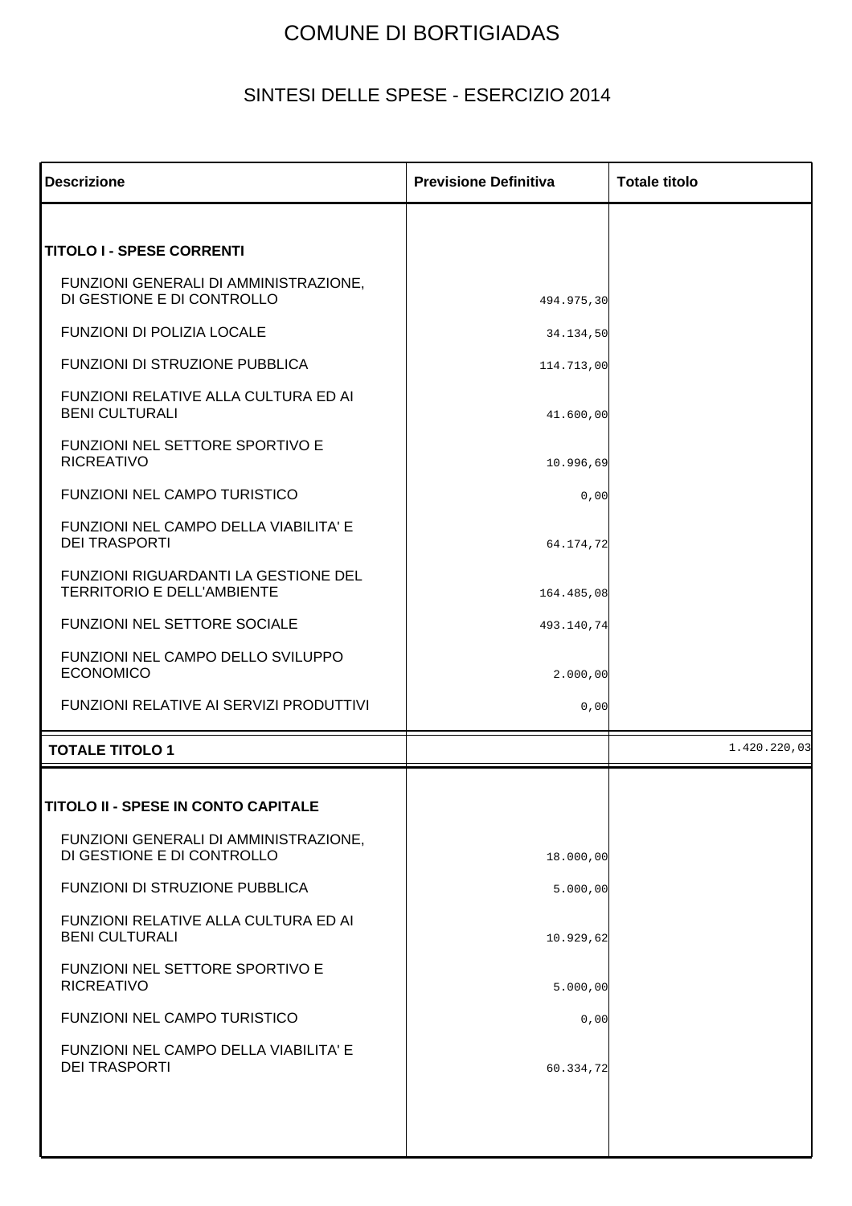# COMUNE DI BORTIGIADAS

## SINTESI DELLE SPESE - ESERCIZIO 2014

| Descrizione | Previsione Definitiva | Totale titolo |
|---|---|---|
| **TITOLO I - SPESE CORRENTI** | | |
| FUNZIONI GENERALI DI AMMINISTRAZIONE, DI GESTIONE E DI CONTROLLO | 494.975,30 | |
| FUNZIONI DI POLIZIA LOCALE | 34.134,50 | |
| FUNZIONI DI STRUZIONE PUBBLICA | 114.713,00 | |
| FUNZIONI RELATIVE ALLA CULTURA ED AI BENI CULTURALI | 41.600,00 | |
| FUNZIONI NEL SETTORE SPORTIVO E RICREATIVO | 10.996,69 | |
| FUNZIONI NEL CAMPO TURISTICO | 0,00 | |
| FUNZIONI NEL CAMPO DELLA VIABILITA' E DEI TRASPORTI | 64.174,72 | |
| FUNZIONI RIGUARDANTI LA GESTIONE DEL TERRITORIO E DELL'AMBIENTE | 164.485,08 | |
| FUNZIONI NEL SETTORE SOCIALE | 493.140,74 | |
| FUNZIONI NEL CAMPO DELLO SVILUPPO ECONOMICO | 2.000,00 | |
| FUNZIONI RELATIVE AI SERVIZI PRODUTTIVI | 0,00 | |
| **TOTALE TITOLO 1** | | 1.420.220,03 |
| **TITOLO II - SPESE IN CONTO CAPITALE** | | |
| FUNZIONI GENERALI DI AMMINISTRAZIONE, DI GESTIONE E DI CONTROLLO | 18.000,00 | |
| FUNZIONI DI STRUZIONE PUBBLICA | 5.000,00 | |
| FUNZIONI RELATIVE ALLA CULTURA ED AI BENI CULTURALI | 10.929,62 | |
| FUNZIONI NEL SETTORE SPORTIVO E RICREATIVO | 5.000,00 | |
| FUNZIONI NEL CAMPO TURISTICO | 0,00 | |
| FUNZIONI NEL CAMPO DELLA VIABILITA' E DEI TRASPORTI | 60.334,72 | |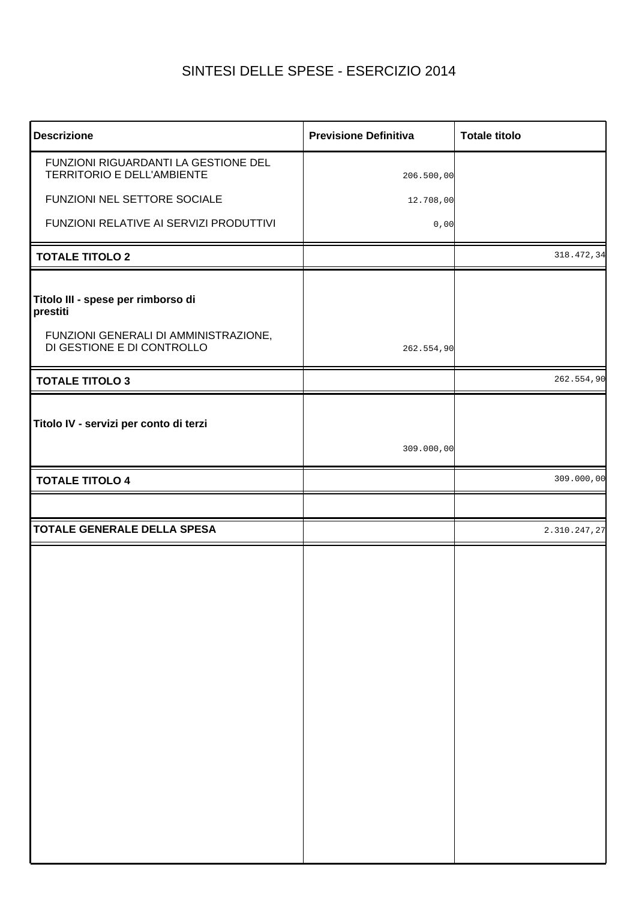# SINTESI DELLE SPESE - ESERCIZIO 2014

| Descrizione | Previsione Definitiva | Totale titolo |
|---|---|---|
| FUNZIONI RIGUARDANTI LA GESTIONE DEL TERRITORIO E DELL'AMBIENTE | 206.500,00 | |
| FUNZIONI NEL SETTORE SOCIALE | 12.708,00 | |
| FUNZIONI RELATIVE AI SERVIZI PRODUTTIVI | 0,00 | |
| **TOTALE TITOLO 2** | | 318.472,34 |
| **Titolo III - spese per rimborso di prestiti** | | |
| FUNZIONI GENERALI DI AMMINISTRAZIONE, DI GESTIONE E DI CONTROLLO | 262.554,90 | |
| **TOTALE TITOLO 3** | | 262.554,90 |
| **Titolo IV - servizi per conto di terzi** | | |
| | 309.000,00 | |
| **TOTALE TITOLO 4** | | 309.000,00 |
| | | |
| **TOTALE GENERALE DELLA SPESA** | | 2.310.247,27 |